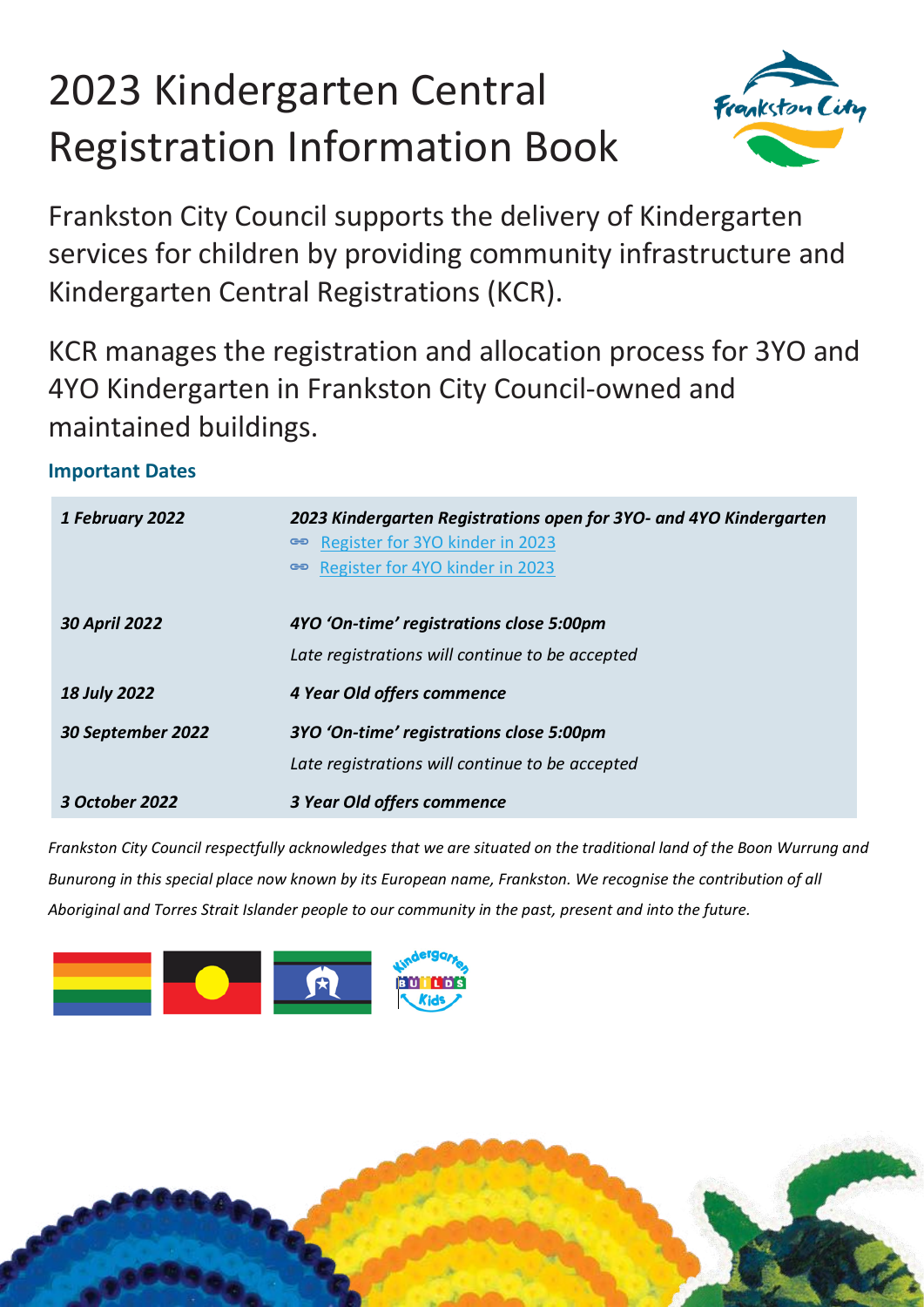# 2023 Kindergarten Central Registration Information Book

Frankston City Council supports the delivery of Kindergarten services for children by providing community infrastructure and Kindergarten Central Registrations (KCR).

KCR manages the registration and allocation process for 3YO and 4YO Kindergarten in Frankston City Council-owned and maintained buildings.

### Important Dates

| | |
|---|---|
| ***1 February 2022*** | ***2023 Kindergarten Registrations open for 3YO- and 4YO Kindergarten***<br>Register for 3YO kinder in 2023<br>Register for 4YO kinder in 2023 |
| ***30 April 2022*** | ***4YO 'On-time' registrations close 5:00pm***<br>*Late registrations will continue to be accepted* |
| ***18 July 2022*** | ***4 Year Old offers commence*** |
| ***30 September 2022*** | ***3YO 'On-time' registrations close 5:00pm***<br>*Late registrations will continue to be accepted* |
| ***3 October 2022*** | ***3 Year Old offers commence*** |

*Frankston City Council respectfully acknowledges that we are situated on the traditional land of the Boon Wurrung and Bunurong in this special place now known by its European name, Frankston. We recognise the contribution of all Aboriginal and Torres Strait Islander people to our community in the past, present and into the future.*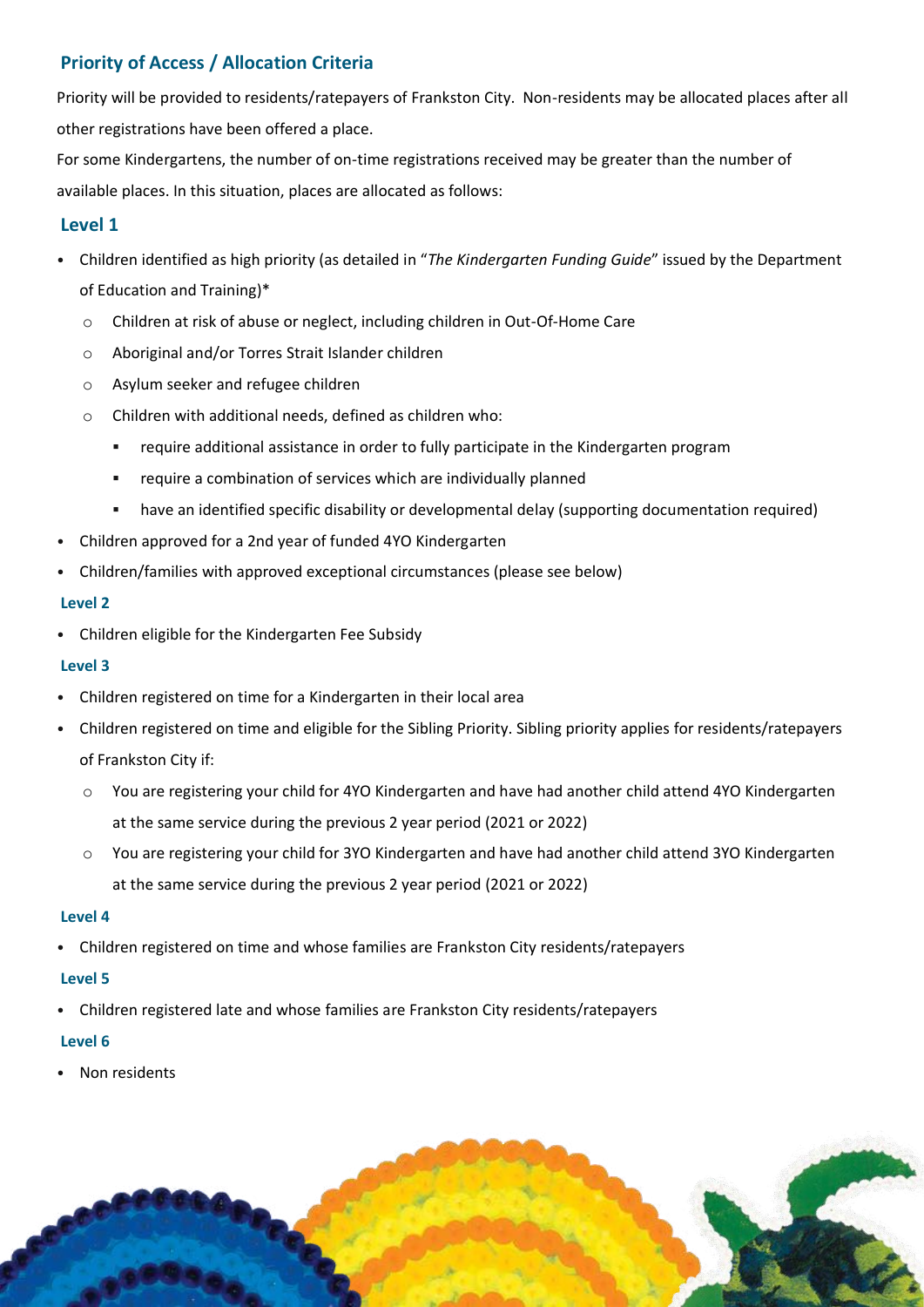## Priority of Access / Allocation Criteria

Priority will be provided to residents/ratepayers of Frankston City. Non-residents may be allocated places after all other registrations have been offered a place.

For some Kindergartens, the number of on-time registrations received may be greater than the number of available places. In this situation, places are allocated as follows:

### Level 1

- Children identified as high priority (as detailed in "*The Kindergarten Funding Guide*" issued by the Department of Education and Training)*
  - Children at risk of abuse or neglect, including children in Out-Of-Home Care
  - Aboriginal and/or Torres Strait Islander children
  - Asylum seeker and refugee children
  - Children with additional needs, defined as children who:
    - require additional assistance in order to fully participate in the Kindergarten program
    - require a combination of services which are individually planned
    - have an identified specific disability or developmental delay (supporting documentation required)
- Children approved for a 2nd year of funded 4YO Kindergarten
- Children/families with approved exceptional circumstances (please see below)

#### Level 2

- Children eligible for the Kindergarten Fee Subsidy

#### Level 3

- Children registered on time for a Kindergarten in their local area
- Children registered on time and eligible for the Sibling Priority. Sibling priority applies for residents/ratepayers of Frankston City if:
  - You are registering your child for 4YO Kindergarten and have had another child attend 4YO Kindergarten at the same service during the previous 2 year period (2021 or 2022)
  - You are registering your child for 3YO Kindergarten and have had another child attend 3YO Kindergarten at the same service during the previous 2 year period (2021 or 2022)

#### Level 4

- Children registered on time and whose families are Frankston City residents/ratepayers

#### Level 5

- Children registered late and whose families are Frankston City residents/ratepayers

#### Level 6

- Non residents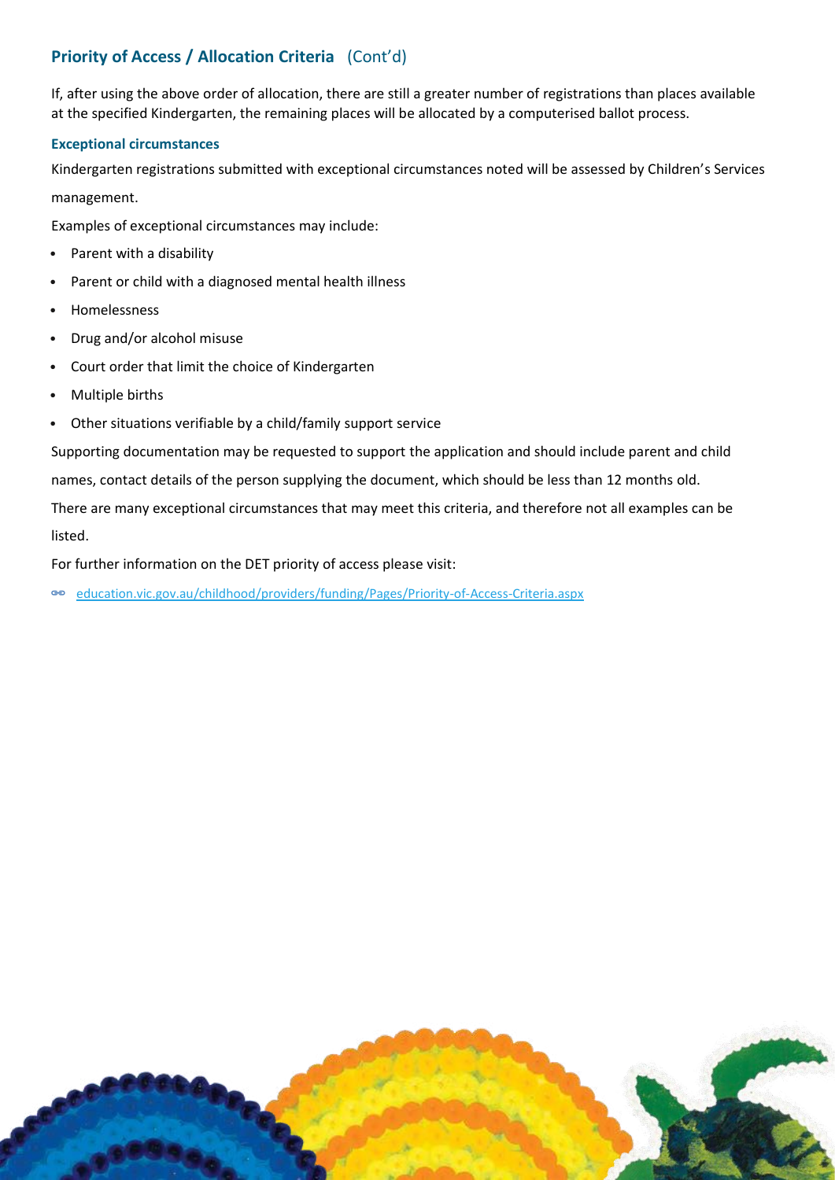## Priority of Access / Allocation Criteria (Cont'd)

If, after using the above order of allocation, there are still a greater number of registrations than places available at the specified Kindergarten, the remaining places will be allocated by a computerised ballot process.

### Exceptional circumstances

Kindergarten registrations submitted with exceptional circumstances noted will be assessed by Children's Services management.

Examples of exceptional circumstances may include:

- Parent with a disability
- Parent or child with a diagnosed mental health illness
- Homelessness
- Drug and/or alcohol misuse
- Court order that limit the choice of Kindergarten
- Multiple births
- Other situations verifiable by a child/family support service

Supporting documentation may be requested to support the application and should include parent and child names, contact details of the person supplying the document, which should be less than 12 months old.

There are many exceptional circumstances that may meet this criteria, and therefore not all examples can be listed.

For further information on the DET priority of access please visit:

education.vic.gov.au/childhood/providers/funding/Pages/Priority-of-Access-Criteria.aspx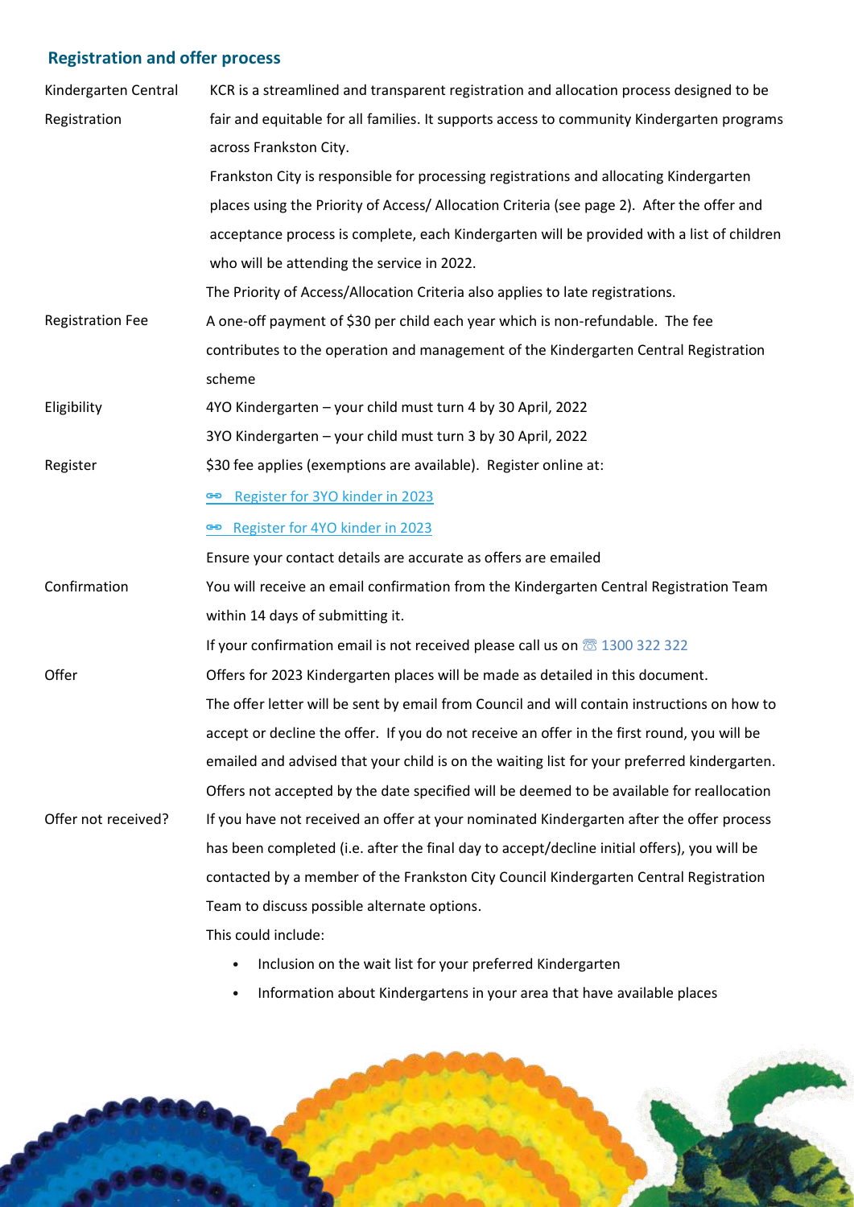## Registration and offer process

| | |
|---|---|
| Kindergarten Central Registration | KCR is a streamlined and transparent registration and allocation process designed to be fair and equitable for all families. It supports access to community Kindergarten programs across Frankston City.<br>Frankston City is responsible for processing registrations and allocating Kindergarten places using the Priority of Access/ Allocation Criteria (see page 2). After the offer and acceptance process is complete, each Kindergarten will be provided with a list of children who will be attending the service in 2022.<br>The Priority of Access/Allocation Criteria also applies to late registrations. |
| Registration Fee | A one-off payment of $30 per child each year which is non-refundable. The fee contributes to the operation and management of the Kindergarten Central Registration scheme |
| Eligibility | 4YO Kindergarten – your child must turn 4 by 30 April, 2022<br>3YO Kindergarten – your child must turn 3 by 30 April, 2022 |
| Register | $30 fee applies (exemptions are available). Register online at:<br>Register for 3YO kinder in 2023<br>Register for 4YO kinder in 2023<br>Ensure your contact details are accurate as offers are emailed |
| Confirmation | You will receive an email confirmation from the Kindergarten Central Registration Team within 14 days of submitting it.<br>If your confirmation email is not received please call us on 1300 322 322 |
| Offer | Offers for 2023 Kindergarten places will be made as detailed in this document.<br>The offer letter will be sent by email from Council and will contain instructions on how to accept or decline the offer. If you do not receive an offer in the first round, you will be emailed and advised that your child is on the waiting list for your preferred kindergarten.<br>Offers not accepted by the date specified will be deemed to be available for reallocation |
| Offer not received? | If you have not received an offer at your nominated Kindergarten after the offer process has been completed (i.e. after the final day to accept/decline initial offers), you will be contacted by a member of the Frankston City Council Kindergarten Central Registration Team to discuss possible alternate options.<br>This could include:<br>• Inclusion on the wait list for your preferred Kindergarten<br>• Information about Kindergartens in your area that have available places |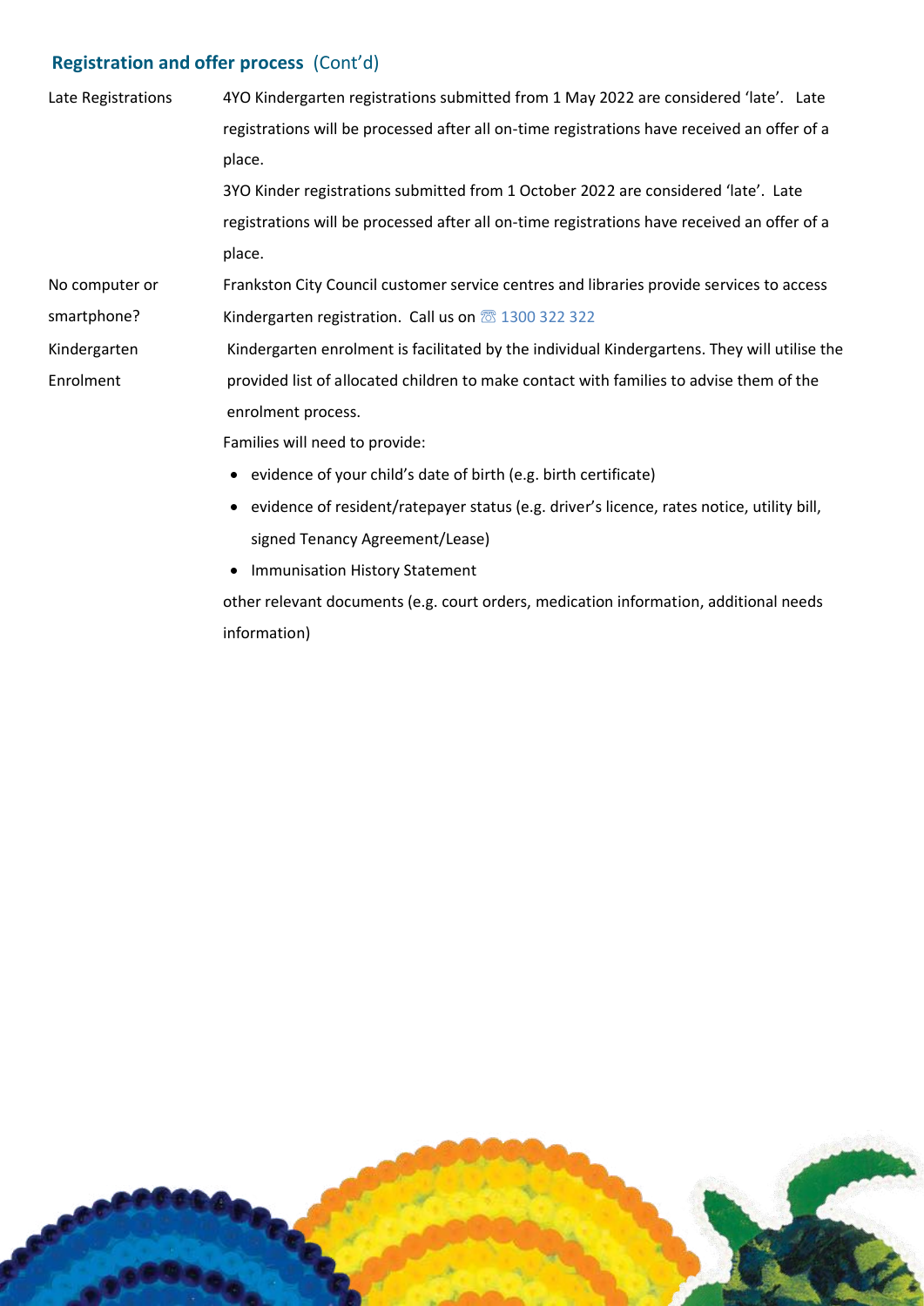## Registration and offer process (Cont'd)

| | |
|---|---|
| Late Registrations | 4YO Kindergarten registrations submitted from 1 May 2022 are considered 'late'. Late registrations will be processed after all on-time registrations have received an offer of a place.<br>3YO Kinder registrations submitted from 1 October 2022 are considered 'late'. Late registrations will be processed after all on-time registrations have received an offer of a place. |
| No computer or smartphone? | Frankston City Council customer service centres and libraries provide services to access Kindergarten registration. Call us on ☏ 1300 322 322 |
| Kindergarten Enrolment | Kindergarten enrolment is facilitated by the individual Kindergartens. They will utilise the provided list of allocated children to make contact with families to advise them of the enrolment process.<br>Families will need to provide:<br>• evidence of your child's date of birth (e.g. birth certificate)<br>• evidence of resident/ratepayer status (e.g. driver's licence, rates notice, utility bill, signed Tenancy Agreement/Lease)<br>• Immunisation History Statement<br>other relevant documents (e.g. court orders, medication information, additional needs information) |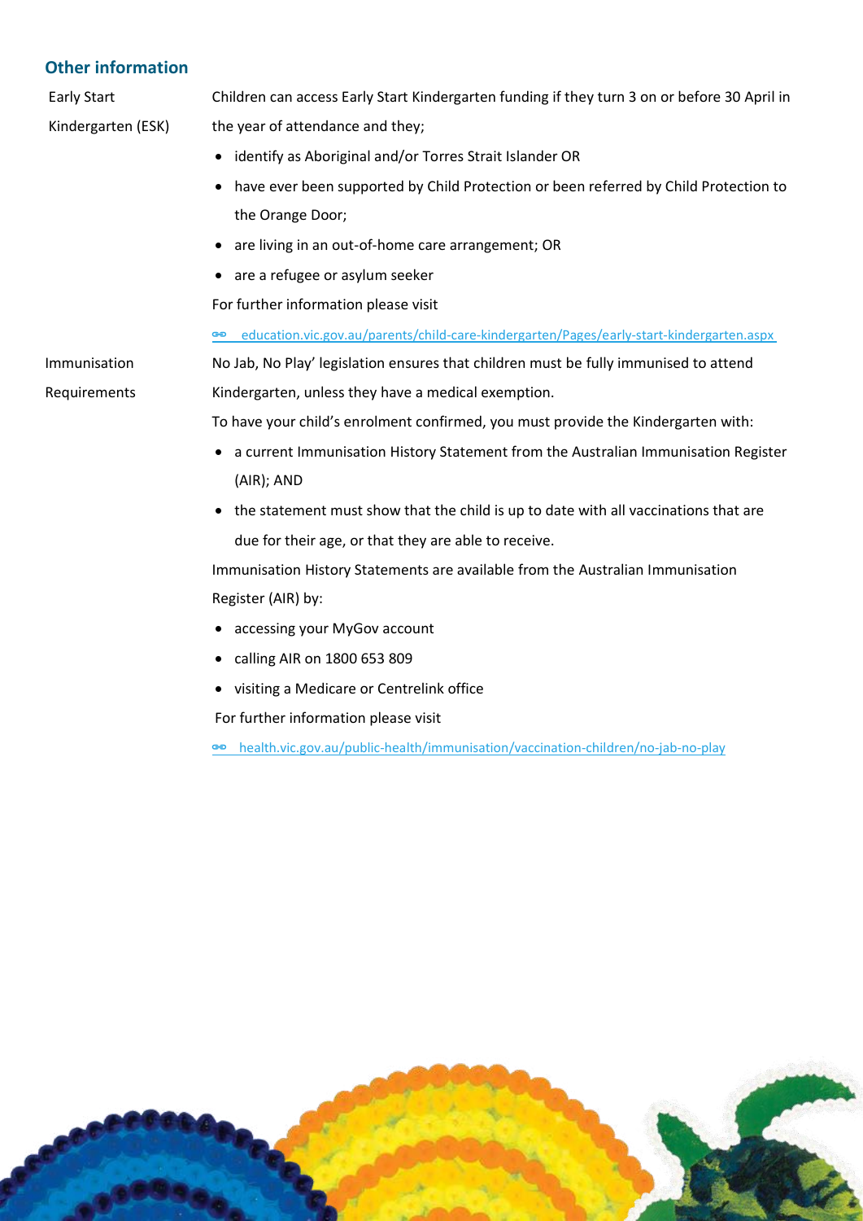## Other information

| | |
|---|---|
| Early Start Kindergarten (ESK) | Children can access Early Start Kindergarten funding if they turn 3 on or before 30 April in the year of attendance and they;<br>• identify as Aboriginal and/or Torres Strait Islander OR<br>• have ever been supported by Child Protection or been referred by Child Protection to the Orange Door;<br>• are living in an out-of-home care arrangement; OR<br>• are a refugee or asylum seeker<br>For further information please visit<br>education.vic.gov.au/parents/child-care-kindergarten/Pages/early-start-kindergarten.aspx |
| Immunisation Requirements | No Jab, No Play' legislation ensures that children must be fully immunised to attend Kindergarten, unless they have a medical exemption.<br>To have your child's enrolment confirmed, you must provide the Kindergarten with:<br>• a current Immunisation History Statement from the Australian Immunisation Register (AIR); AND<br>• the statement must show that the child is up to date with all vaccinations that are due for their age, or that they are able to receive.<br>Immunisation History Statements are available from the Australian Immunisation Register (AIR) by:<br>• accessing your MyGov account<br>• calling AIR on 1800 653 809<br>• visiting a Medicare or Centrelink office<br>For further information please visit<br>health.vic.gov.au/public-health/immunisation/vaccination-children/no-jab-no-play |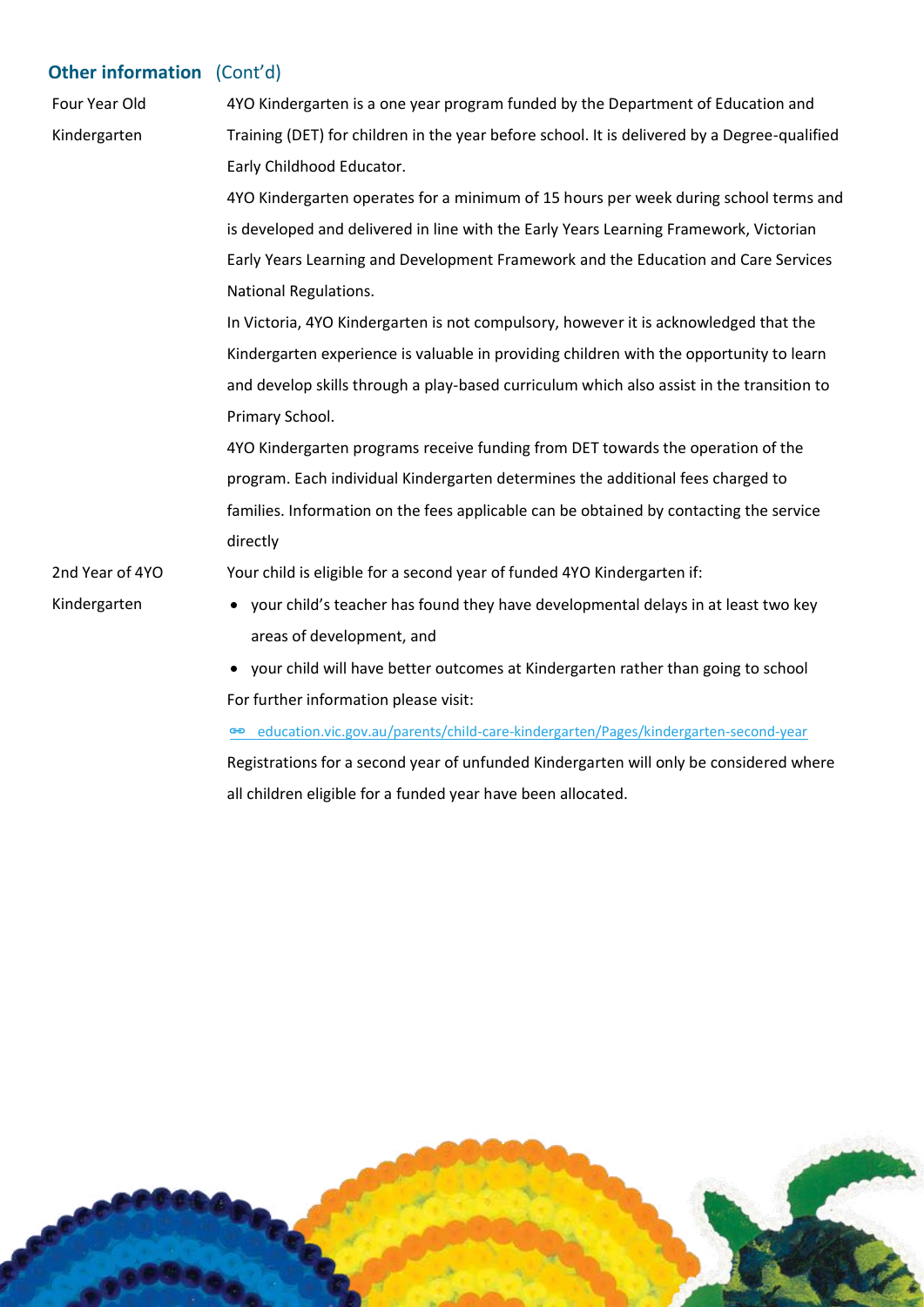## Other information (Cont'd)

**Four Year Old Kindergarten**

4YO Kindergarten is a one year program funded by the Department of Education and Training (DET) for children in the year before school. It is delivered by a Degree-qualified Early Childhood Educator.

4YO Kindergarten operates for a minimum of 15 hours per week during school terms and is developed and delivered in line with the Early Years Learning Framework, Victorian Early Years Learning and Development Framework and the Education and Care Services National Regulations.

In Victoria, 4YO Kindergarten is not compulsory, however it is acknowledged that the Kindergarten experience is valuable in providing children with the opportunity to learn and develop skills through a play-based curriculum which also assist in the transition to Primary School.

4YO Kindergarten programs receive funding from DET towards the operation of the program. Each individual Kindergarten determines the additional fees charged to families. Information on the fees applicable can be obtained by contacting the service directly

**2nd Year of 4YO Kindergarten**

Your child is eligible for a second year of funded 4YO Kindergarten if:

- your child's teacher has found they have developmental delays in at least two key areas of development, and
- your child will have better outcomes at Kindergarten rather than going to school

For further information please visit:

education.vic.gov.au/parents/child-care-kindergarten/Pages/kindergarten-second-year

Registrations for a second year of unfunded Kindergarten will only be considered where all children eligible for a funded year have been allocated.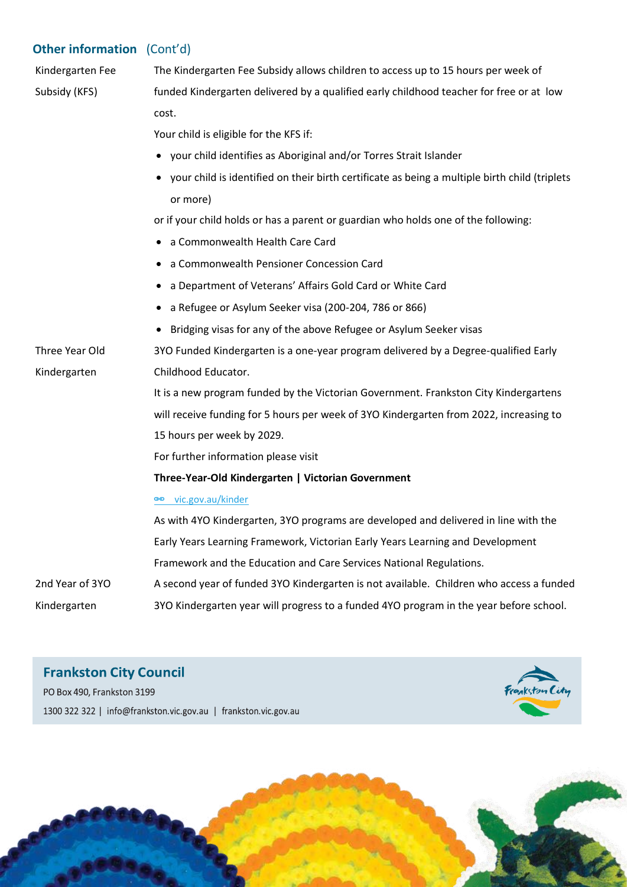## Other information (Cont'd)

| | |
|---|---|
| Kindergarten Fee Subsidy (KFS) | The Kindergarten Fee Subsidy allows children to access up to 15 hours per week of funded Kindergarten delivered by a qualified early childhood teacher for free or at low cost.<br><br>Your child is eligible for the KFS if:<br>• your child identifies as Aboriginal and/or Torres Strait Islander<br>• your child is identified on their birth certificate as being a multiple birth child (triplets or more)<br><br>or if your child holds or has a parent or guardian who holds one of the following:<br>• a Commonwealth Health Care Card<br>• a Commonwealth Pensioner Concession Card<br>• a Department of Veterans' Affairs Gold Card or White Card<br>• a Refugee or Asylum Seeker visa (200-204, 786 or 866)<br>• Bridging visas for any of the above Refugee or Asylum Seeker visas |
| Three Year Old Kindergarten | 3YO Funded Kindergarten is a one-year program delivered by a Degree-qualified Early Childhood Educator.<br><br>It is a new program funded by the Victorian Government. Frankston City Kindergartens will receive funding for 5 hours per week of 3YO Kindergarten from 2022, increasing to 15 hours per week by 2029.<br><br>For further information please visit<br>**Three-Year-Old Kindergarten \| Victorian Government**<br>vic.gov.au/kinder<br><br>As with 4YO Kindergarten, 3YO programs are developed and delivered in line with the Early Years Learning Framework, Victorian Early Years Learning and Development Framework and the Education and Care Services National Regulations. |
| 2nd Year of 3YO Kindergarten | A second year of funded 3YO Kindergarten is not available. Children who access a funded 3YO Kindergarten year will progress to a funded 4YO program in the year before school. |

**Frankston City Council**

PO Box 490, Frankston 3199

1300 322 322 | info@frankston.vic.gov.au | frankston.vic.gov.au